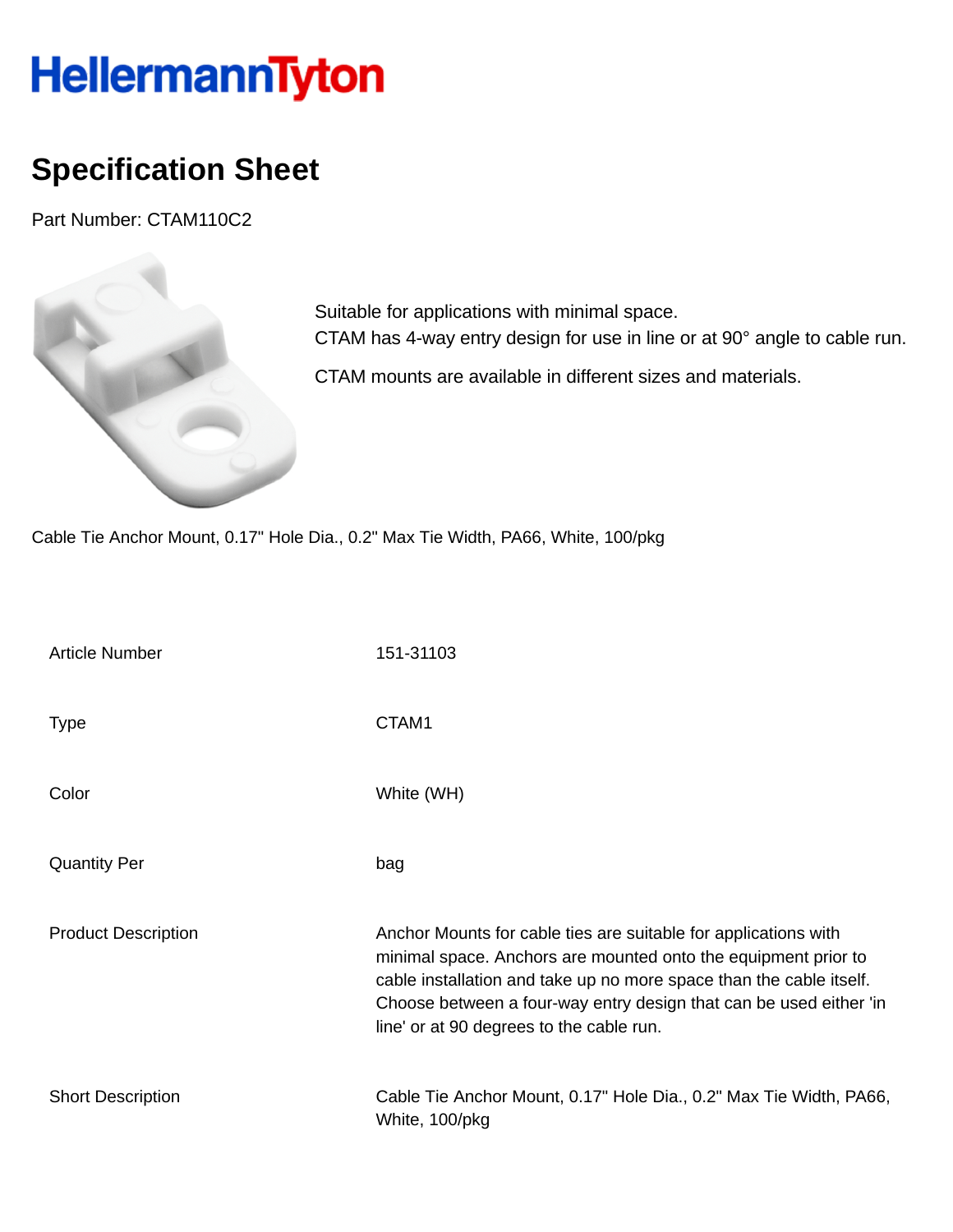# HellermannTyton

## Specification Sheet

Part Number: CTAM110C2

Suitable for applications with minimal space.
CTAM has 4-way entry design for use in line or at 90° angle to cable run.

CTAM mounts are available in different sizes and materials.

Cable Tie Anchor Mount, 0.17" Hole Dia., 0.2" Max Tie Width, PA66, White, 100/pkg

| | |
|---|---|
| Article Number | 151-31103 |
| Type | CTAM1 |
| Color | White (WH) |
| Quantity Per | bag |
| Product Description | Anchor Mounts for cable ties are suitable for applications with minimal space. Anchors are mounted onto the equipment prior to cable installation and take up no more space than the cable itself. Choose between a four-way entry design that can be used either 'in line' or at 90 degrees to the cable run. |
| Short Description | Cable Tie Anchor Mount, 0.17" Hole Dia., 0.2" Max Tie Width, PA66, White, 100/pkg |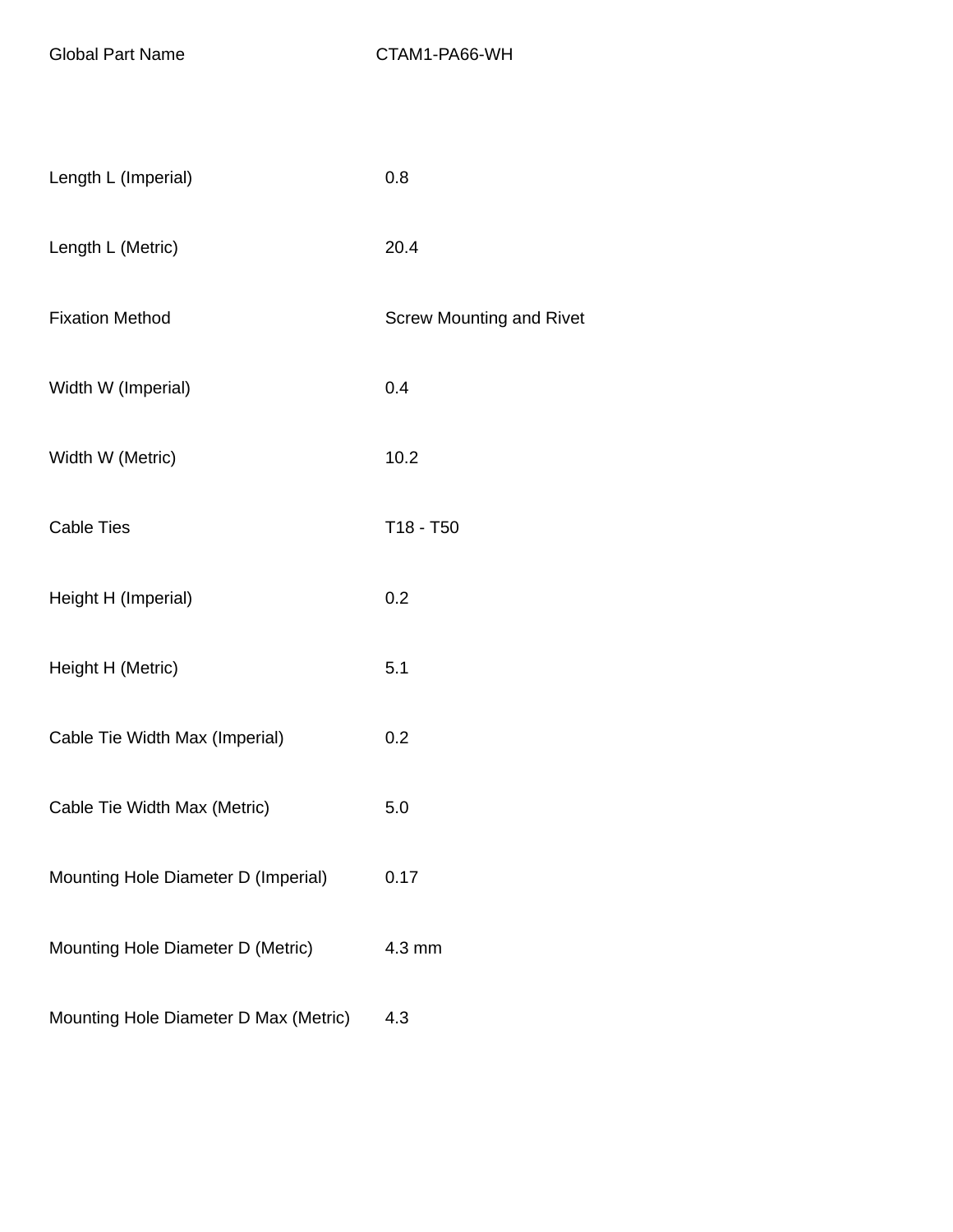| Global Part Name | CTAM1-PA66-WH |
| --- | --- |
| Length L (Imperial) | 0.8 |
| Length L (Metric) | 20.4 |
| Fixation Method | Screw Mounting and Rivet |
| Width W (Imperial) | 0.4 |
| Width W (Metric) | 10.2 |
| Cable Ties | T18 - T50 |
| Height H (Imperial) | 0.2 |
| Height H (Metric) | 5.1 |
| Cable Tie Width Max (Imperial) | 0.2 |
| Cable Tie Width Max (Metric) | 5.0 |
| Mounting Hole Diameter D (Imperial) | 0.17 |
| Mounting Hole Diameter D (Metric) | 4.3 mm |
| Mounting Hole Diameter D Max (Metric) | 4.3 |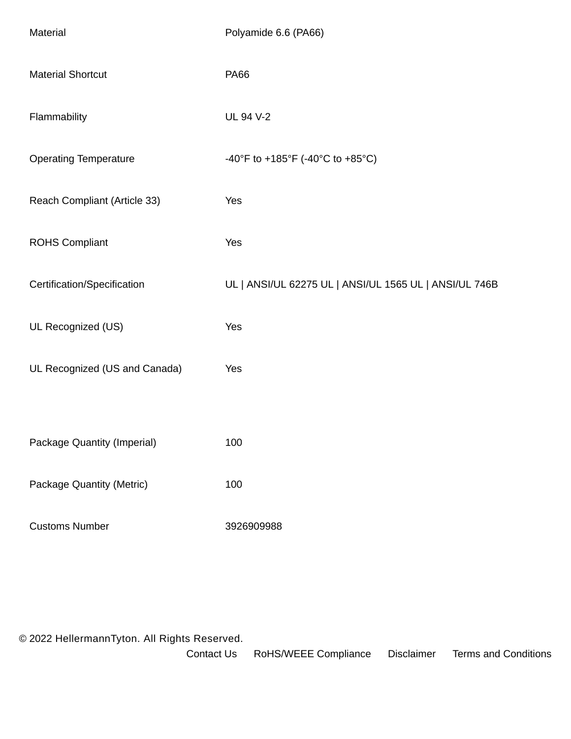| | |
|---|---|
| Material | Polyamide 6.6 (PA66) |
| Material Shortcut | PA66 |
| Flammability | UL 94 V-2 |
| Operating Temperature | -40°F to +185°F (-40°C to +85°C) |
| Reach Compliant (Article 33) | Yes |
| ROHS Compliant | Yes |
| Certification/Specification | UL \| ANSI/UL 62275 UL \| ANSI/UL 1565 UL \| ANSI/UL 746B |
| UL Recognized (US) | Yes |
| UL Recognized (US and Canada) | Yes |

| | |
|---|---|
| Package Quantity (Imperial) | 100 |
| Package Quantity (Metric) | 100 |
| Customs Number | 3926909988 |

© 2022 HellermannTyton. All Rights Reserved.

Contact Us RoHS/WEEE Compliance Disclaimer Terms and Conditions